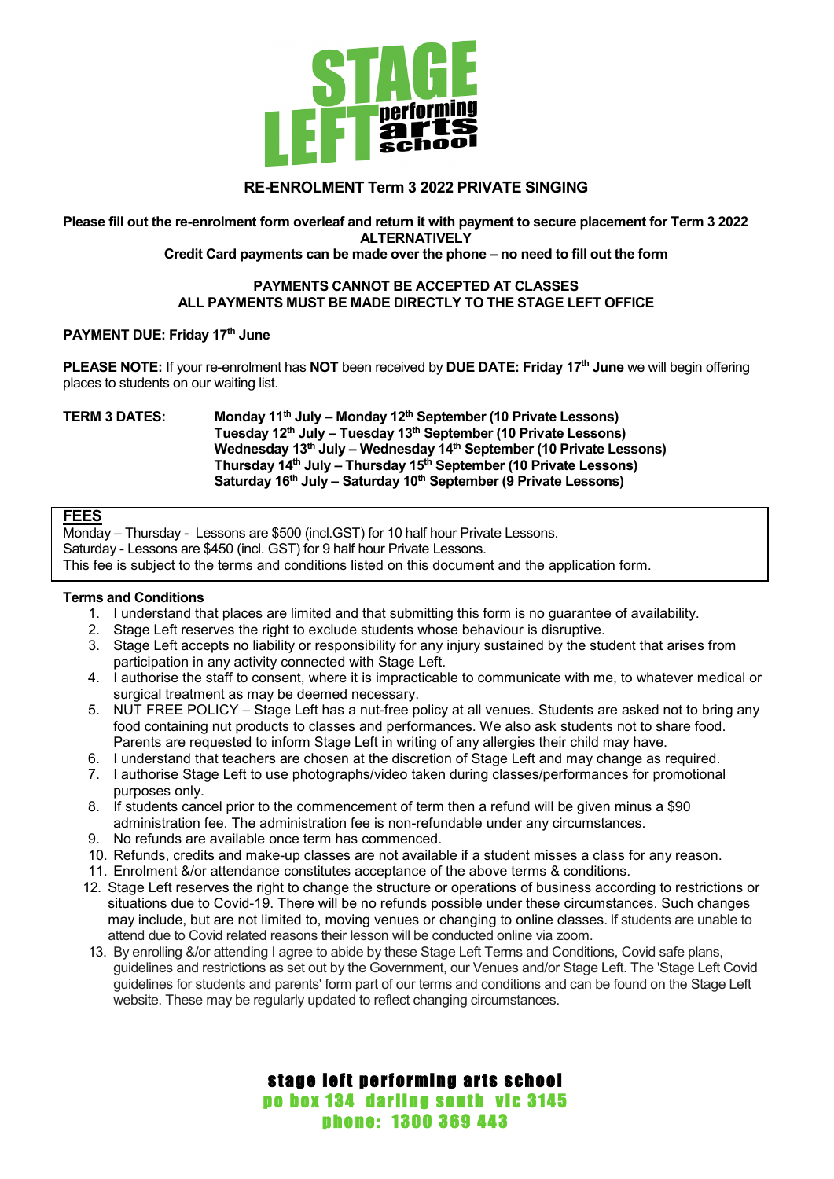# STAGE LEFT performing arts school

## RE-ENROLMENT Term 3 2022 PRIVATE SINGING

**Please fill out the re-enrolment form overleaf and return it with payment to secure placement for Term 3 2022**
**ALTERNATIVELY**
**Credit Card payments can be made over the phone – no need to fill out the form**

**PAYMENTS CANNOT BE ACCEPTED AT CLASSES**
**ALL PAYMENTS MUST BE MADE DIRECTLY TO THE STAGE LEFT OFFICE**

**PAYMENT DUE: Friday 17th June**

**PLEASE NOTE:** If your re-enrolment has **NOT** been received by **DUE DATE: Friday 17th June** we will begin offering places to students on our waiting list.

**TERM 3 DATES:**
**Monday 11th July – Monday 12th September (10 Private Lessons)**
**Tuesday 12th July – Tuesday 13th September (10 Private Lessons)**
**Wednesday 13th July – Wednesday 14th September (10 Private Lessons)**
**Thursday 14th July – Thursday 15th September (10 Private Lessons)**
**Saturday 16th July – Saturday 10th September (9 Private Lessons)**

**FEES**
Monday – Thursday - Lessons are $500 (incl.GST) for 10 half hour Private Lessons.
Saturday - Lessons are $450 (incl. GST) for 9 half hour Private Lessons.
This fee is subject to the terms and conditions listed on this document and the application form.

**Terms and Conditions**

1. I understand that places are limited and that submitting this form is no guarantee of availability.
2. Stage Left reserves the right to exclude students whose behaviour is disruptive.
3. Stage Left accepts no liability or responsibility for any injury sustained by the student that arises from participation in any activity connected with Stage Left.
4. I authorise the staff to consent, where it is impracticable to communicate with me, to whatever medical or surgical treatment as may be deemed necessary.
5. NUT FREE POLICY – Stage Left has a nut-free policy at all venues. Students are asked not to bring any food containing nut products to classes and performances. We also ask students not to share food. Parents are requested to inform Stage Left in writing of any allergies their child may have.
6. I understand that teachers are chosen at the discretion of Stage Left and may change as required.
7. I authorise Stage Left to use photographs/video taken during classes/performances for promotional purposes only.
8. If students cancel prior to the commencement of term then a refund will be given minus a $90 administration fee. The administration fee is non-refundable under any circumstances.
9. No refunds are available once term has commenced.
10. Refunds, credits and make-up classes are not available if a student misses a class for any reason.
11. Enrolment &/or attendance constitutes acceptance of the above terms & conditions.
12. Stage Left reserves the right to change the structure or operations of business according to restrictions or situations due to Covid-19. There will be no refunds possible under these circumstances. Such changes may include, but are not limited to, moving venues or changing to online classes. If students are unable to attend due to Covid related reasons their lesson will be conducted online via zoom.
13. By enrolling &/or attending I agree to abide by these Stage Left Terms and Conditions, Covid safe plans, guidelines and restrictions as set out by the Government, our Venues and/or Stage Left. The 'Stage Left Covid guidelines for students and parents' form part of our terms and conditions and can be found on the Stage Left website. These may be regularly updated to reflect changing circumstances.

**stage left performing arts school**
**po box 134 darling south vic 3145**
**phone: 1300 369 443**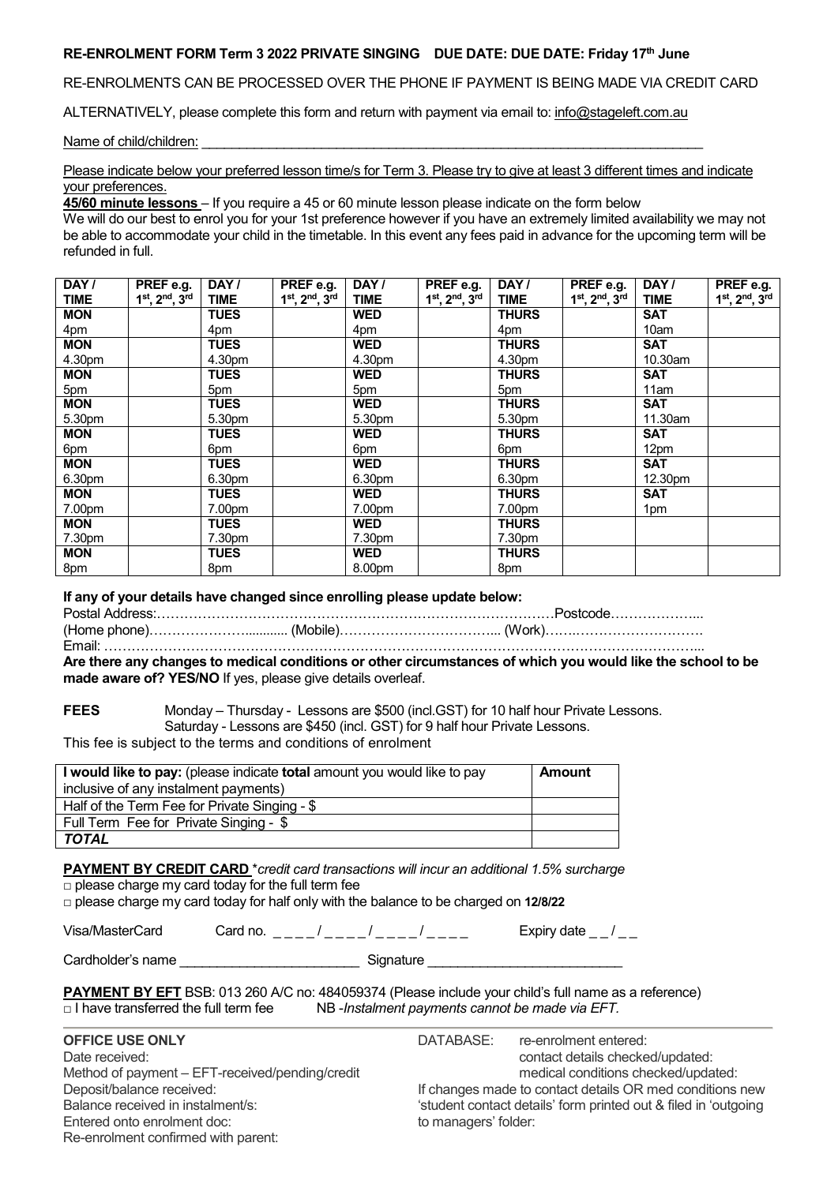**RE-ENROLMENT FORM Term 3 2022 PRIVATE SINGING DUE DATE: DUE DATE: Friday 17th June**

RE-ENROLMENTS CAN BE PROCESSED OVER THE PHONE IF PAYMENT IS BEING MADE VIA CREDIT CARD

ALTERNATIVELY, please complete this form and return with payment via email to: info@stageleft.com.au

Name of child/children: ___________________________________________________________________

Please indicate below your preferred lesson time/s for Term 3. Please try to give at least 3 different times and indicate your preferences.

**45/60 minute lessons** – If you require a 45 or 60 minute lesson please indicate on the form below

We will do our best to enrol you for your 1st preference however if you have an extremely limited availability we may not be able to accommodate your child in the timetable. In this event any fees paid in advance for the upcoming term will be refunded in full.

| DAY / TIME | PREF e.g. 1st, 2nd, 3rd | DAY / TIME | PREF e.g. 1st, 2nd, 3rd | DAY / TIME | PREF e.g. 1st, 2nd, 3rd | DAY / TIME | PREF e.g. 1st, 2nd, 3rd | DAY / TIME | PREF e.g. 1st, 2nd, 3rd |
|---|---|---|---|---|---|---|---|---|---|
| **MON** 4pm | | **TUES** 4pm | | **WED** 4pm | | **THURS** 4pm | | **SAT** 10am | |
| **MON** 4.30pm | | **TUES** 4.30pm | | **WED** 4.30pm | | **THURS** 4.30pm | | **SAT** 10.30am | |
| **MON** 5pm | | **TUES** 5pm | | **WED** 5pm | | **THURS** 5pm | | **SAT** 11am | |
| **MON** 5.30pm | | **TUES** 5.30pm | | **WED** 5.30pm | | **THURS** 5.30pm | | **SAT** 11.30am | |
| **MON** 6pm | | **TUES** 6pm | | **WED** 6pm | | **THURS** 6pm | | **SAT** 12pm | |
| **MON** 6.30pm | | **TUES** 6.30pm | | **WED** 6.30pm | | **THURS** 6.30pm | | **SAT** 12.30pm | |
| **MON** 7.00pm | | **TUES** 7.00pm | | **WED** 7.00pm | | **THURS** 7.00pm | | **SAT** 1pm | |
| **MON** 7.30pm | | **TUES** 7.30pm | | **WED** 7.30pm | | **THURS** 7.30pm | | | |
| **MON** 8pm | | **TUES** 8pm | | **WED** 8.00pm | | **THURS** 8pm | | | |

**If any of your details have changed since enrolling please update below:**

Postal Address:………………………………………………………………………………Postcode………………...

(Home phone)…………………........... (Mobile)…………………………….... (Work)…….…………………….

Email: ……………………………………………………………………………………………………………...

**Are there any changes to medical conditions or other circumstances of which you would like the school to be made aware of? YES/NO** If yes, please give details overleaf.

**FEES** Monday – Thursday - Lessons are $500 (incl.GST) for 10 half hour Private Lessons.
Saturday - Lessons are $450 (incl. GST) for 9 half hour Private Lessons.

This fee is subject to the terms and conditions of enrolment

| **I would like to pay:** (please indicate **total** amount you would like to pay inclusive of any instalment payments) | **Amount** |
|---|---|
| Half of the Term Fee for Private Singing - $ | |
| Full Term Fee for Private Singing - $ | |
| ***TOTAL*** | |

**PAYMENT BY CREDIT CARD** **\****credit card transactions will incur an additional 1.5% surcharge*

□ please charge my card today for the full term fee

□ please charge my card today for half only with the balance to be charged on **12/8/22**

Visa/MasterCard Card no. _ _ _ _ / _ _ _ _ / _ _ _ _ / _ _ _ _ Expiry date _ _ / _ _

Cardholder's name ________________________ Signature __________________________

**PAYMENT BY EFT** BSB: 013 260 A/C no: 484059374 (Please include your child's full name as a reference)

□ I have transferred the full term fee NB -*Instalment payments cannot be made via EFT.*

**OFFICE USE ONLY**

Date received:

Method of payment – EFT-received/pending/credit

Deposit/balance received:

Balance received in instalment/s:

Entered onto enrolment doc:

Re-enrolment confirmed with parent:

DATABASE: re-enrolment entered:
contact details checked/updated:
medical conditions checked/updated:

If changes made to contact details OR med conditions new 'student contact details' form printed out & filed in 'outgoing to managers' folder: